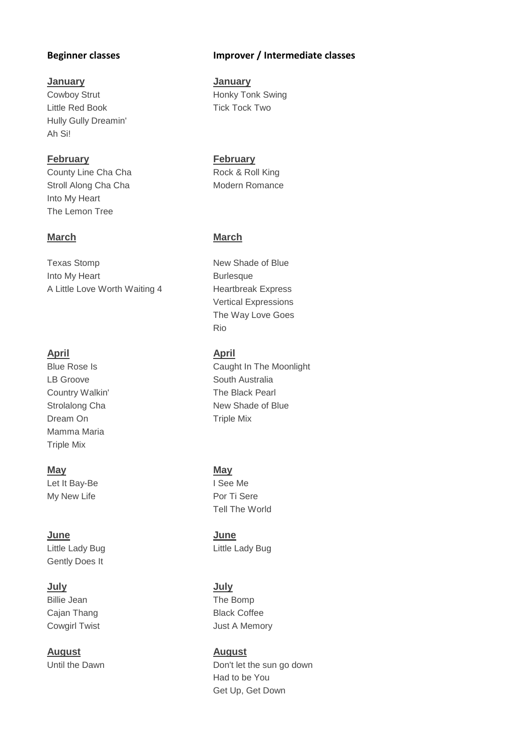## Beginner classes

**January**

Cowboy Strut
Little Red Book
Hully Gully Dreamin'
Ah Si!

**February**

County Line Cha Cha
Stroll Along Cha Cha
Into My Heart
The Lemon Tree

**March**

Texas Stomp
Into My Heart
A Little Love Worth Waiting 4

**April**

Blue Rose Is
LB Groove
Country Walkin'
Strolalong Cha
Dream On
Mamma Maria
Triple Mix

**May**

Let It Bay-Be
My New Life

**June**

Little Lady Bug
Gently Does It

**July**

Billie Jean
Cajan Thang
Cowgirl Twist

**August**

Until the Dawn

## Improver / Intermediate classes

**January**

Honky Tonk Swing
Tick Tock Two

**February**

Rock & Roll King
Modern Romance

**March**

New Shade of Blue
Burlesque
Heartbreak Express
Vertical Expressions
The Way Love Goes
Rio

**April**

Caught In The Moonlight
South Australia
The Black Pearl
New Shade of Blue
Triple Mix

**May**

I See Me
Por Ti Sere
Tell The World

**June**

Little Lady Bug

**July**

The Bomp
Black Coffee
Just A Memory

**August**

Don't let the sun go down
Had to be You
Get Up, Get Down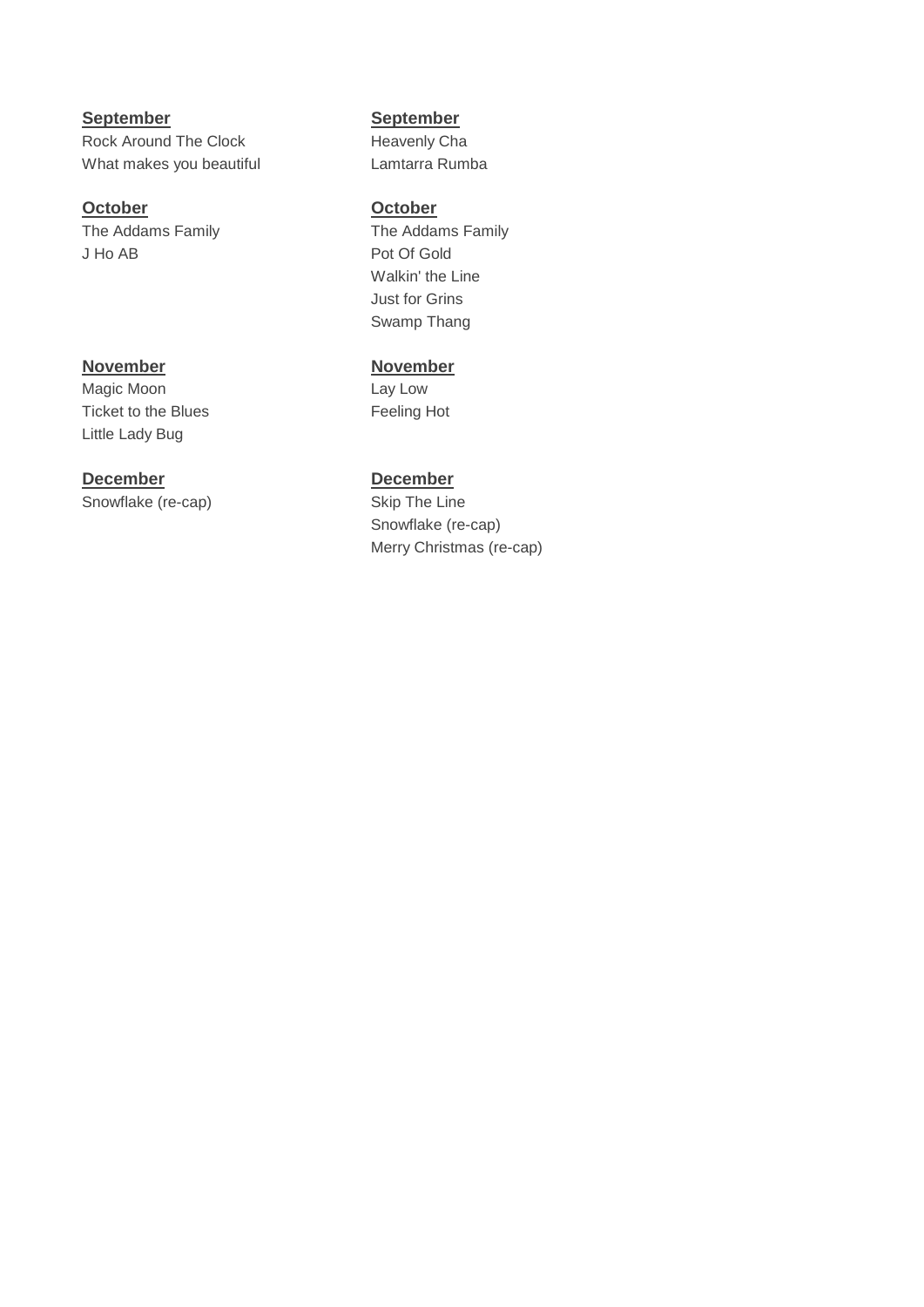**September**
Rock Around The Clock
What makes you beautiful

**October**
The Addams Family
J Ho AB

**November**
Magic Moon
Ticket to the Blues
Little Lady Bug

**December**
Snowflake (re-cap)

**September**
Heavenly Cha
Lamtarra Rumba

**October**
The Addams Family
Pot Of Gold
Walkin' the Line
Just for Grins
Swamp Thang

**November**
Lay Low
Feeling Hot

**December**
Skip The Line
Snowflake (re-cap)
Merry Christmas (re-cap)